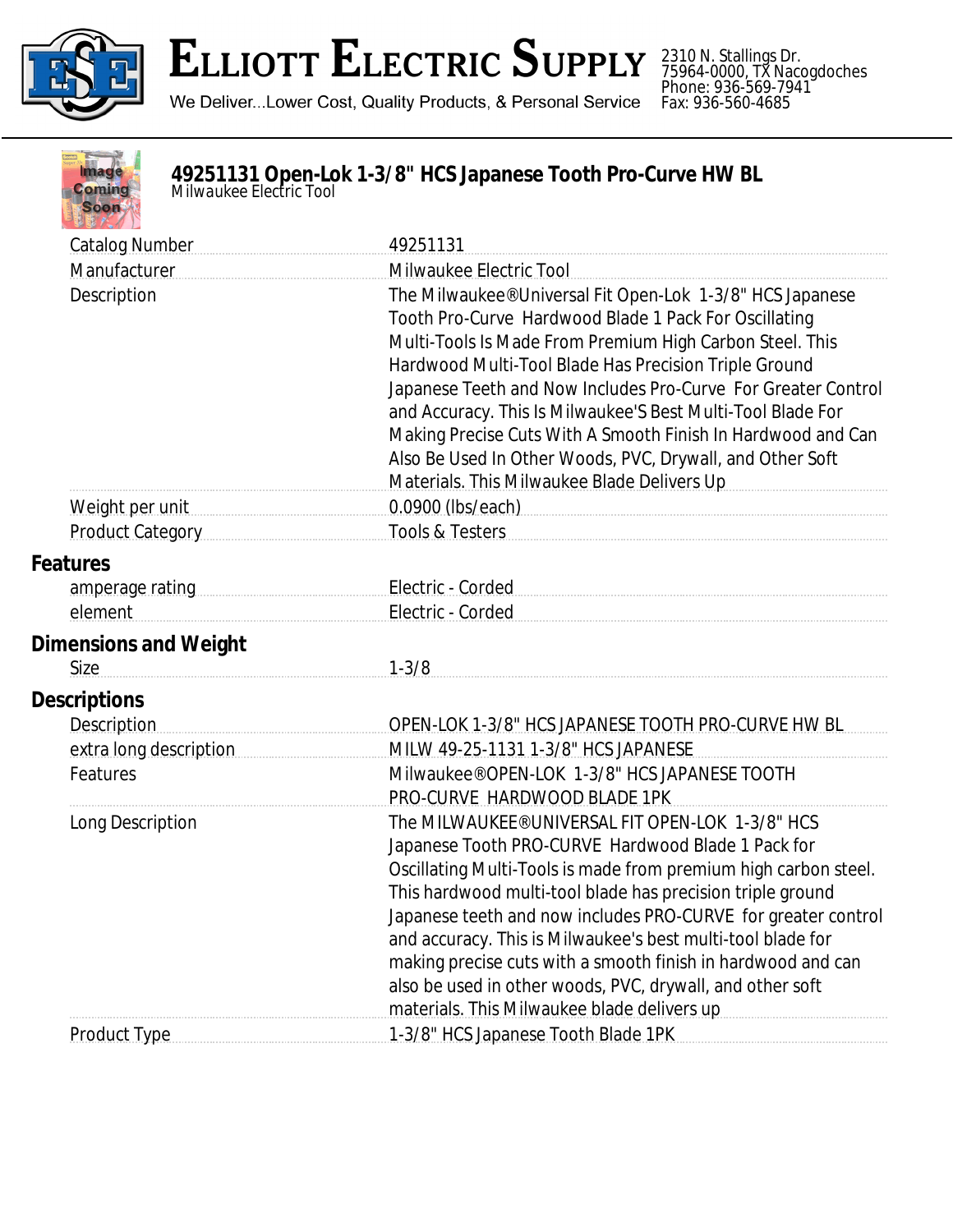# Elliott Electric Supply

We Deliver...Lower Cost, Quality Products, & Personal Service

2310 N. Stallings Dr.
75964-0000, TX Nacogdoches
Phone: 936-569-7941
Fax: 936-560-4685

## 49251131 Open-Lok 1-3/8" HCS Japanese Tooth Pro-Curve HW BL

Milwaukee Electric Tool

| | |
|---|---|
| Catalog Number | 49251131 |
| Manufacturer | Milwaukee Electric Tool |
| Description | The Milwaukee®Universal Fit Open-Lok 1-3/8" HCS Japanese Tooth Pro-Curve Hardwood Blade 1 Pack For Oscillating Multi-Tools Is Made From Premium High Carbon Steel. This Hardwood Multi-Tool Blade Has Precision Triple Ground Japanese Teeth and Now Includes Pro-Curve For Greater Control and Accuracy. This Is Milwaukee'S Best Multi-Tool Blade For Making Precise Cuts With A Smooth Finish In Hardwood and Can Also Be Used In Other Woods, PVC, Drywall, and Other Soft Materials. This Milwaukee Blade Delivers Up |
| Weight per unit | 0.0900 (lbs/each) |
| Product Category | Tools & Testers |

### Features

| | |
|---|---|
| amperage rating | Electric - Corded |
| element | Electric - Corded |

### Dimensions and Weight

| | |
|---|---|
| Size | 1-3/8 |

### Descriptions

| | |
|---|---|
| Description | OPEN-LOK 1-3/8" HCS JAPANESE TOOTH PRO-CURVE HW BL |
| extra long description | MILW 49-25-1131 1-3/8" HCS JAPANESE |
| Features | Milwaukee®OPEN-LOK 1-3/8" HCS JAPANESE TOOTH PRO-CURVE HARDWOOD BLADE 1PK |
| Long Description | The MILWAUKEE®UNIVERSAL FIT OPEN-LOK 1-3/8" HCS Japanese Tooth PRO-CURVE Hardwood Blade 1 Pack for Oscillating Multi-Tools is made from premium high carbon steel. This hardwood multi-tool blade has precision triple ground Japanese teeth and now includes PRO-CURVE for greater control and accuracy. This is Milwaukee's best multi-tool blade for making precise cuts with a smooth finish in hardwood and can also be used in other woods, PVC, drywall, and other soft materials. This Milwaukee blade delivers up |
| Product Type | 1-3/8" HCS Japanese Tooth Blade 1PK |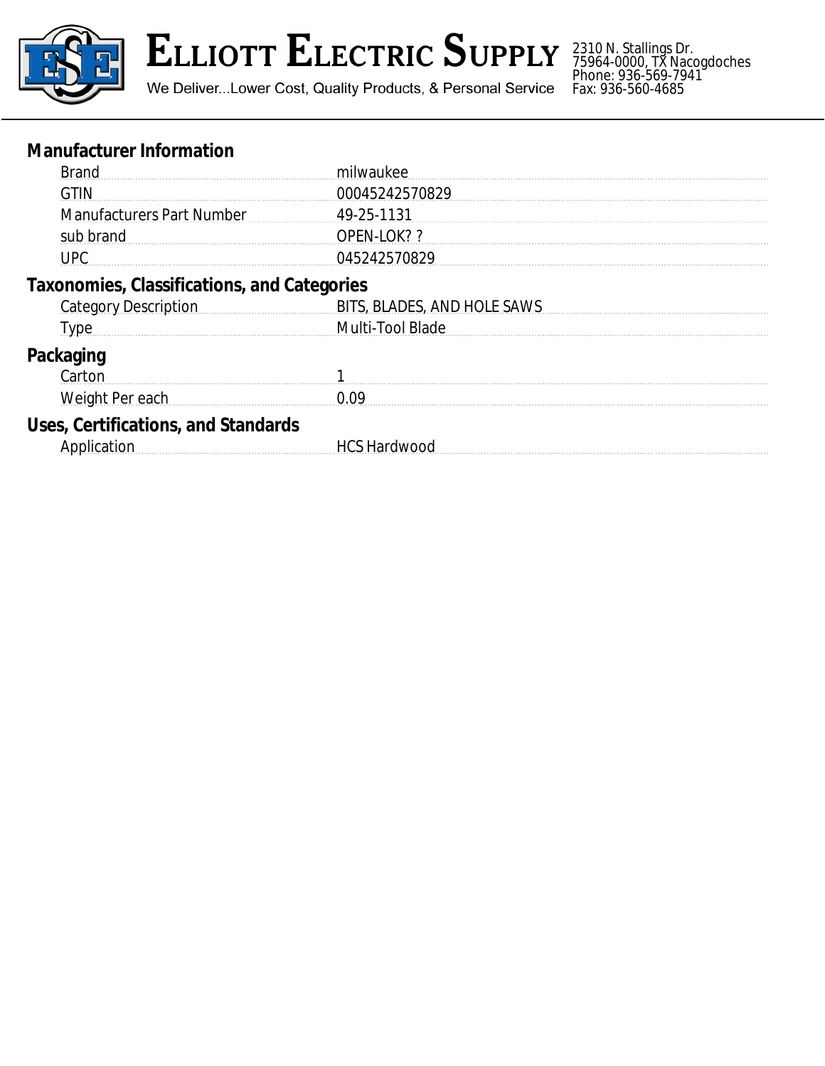# ELLIOTT ELECTRIC SUPPLY

We Deliver...Lower Cost, Quality Products, & Personal Service

2310 N. Stallings Dr.
75964-0000, TX Nacogdoches
Phone: 936-569-7941
Fax: 936-560-4685

## Manufacturer Information

| | |
|---|---|
| Brand | milwaukee |
| GTIN | 00045242570829 |
| Manufacturers Part Number | 49-25-1131 |
| sub brand | OPEN-LOK? ? |
| UPC | 045242570829 |

## Taxonomies, Classifications, and Categories

| | |
|---|---|
| Category Description | BITS, BLADES, AND HOLE SAWS |
| Type | Multi-Tool Blade |

## Packaging

| | |
|---|---|
| Carton | 1 |
| Weight Per each | 0.09 |

## Uses, Certifications, and Standards

| | |
|---|---|
| Application | HCS Hardwood |